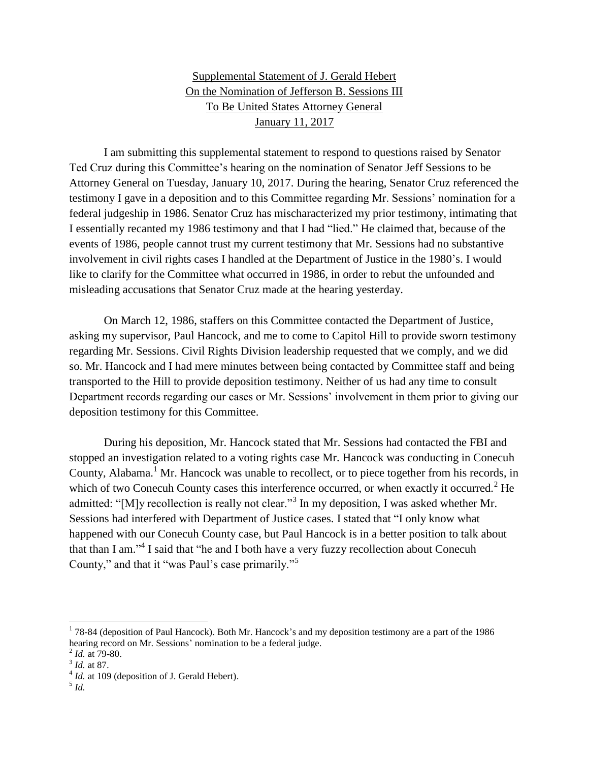Supplemental Statement of J. Gerald Hebert
On the Nomination of Jefferson B. Sessions III
To Be United States Attorney General
January 11, 2017

I am submitting this supplemental statement to respond to questions raised by Senator Ted Cruz during this Committee's hearing on the nomination of Senator Jeff Sessions to be Attorney General on Tuesday, January 10, 2017. During the hearing, Senator Cruz referenced the testimony I gave in a deposition and to this Committee regarding Mr. Sessions' nomination for a federal judgeship in 1986. Senator Cruz has mischaracterized my prior testimony, intimating that I essentially recanted my 1986 testimony and that I had "lied." He claimed that, because of the events of 1986, people cannot trust my current testimony that Mr. Sessions had no substantive involvement in civil rights cases I handled at the Department of Justice in the 1980's. I would like to clarify for the Committee what occurred in 1986, in order to rebut the unfounded and misleading accusations that Senator Cruz made at the hearing yesterday.

On March 12, 1986, staffers on this Committee contacted the Department of Justice, asking my supervisor, Paul Hancock, and me to come to Capitol Hill to provide sworn testimony regarding Mr. Sessions. Civil Rights Division leadership requested that we comply, and we did so. Mr. Hancock and I had mere minutes between being contacted by Committee staff and being transported to the Hill to provide deposition testimony. Neither of us had any time to consult Department records regarding our cases or Mr. Sessions' involvement in them prior to giving our deposition testimony for this Committee.

During his deposition, Mr. Hancock stated that Mr. Sessions had contacted the FBI and stopped an investigation related to a voting rights case Mr. Hancock was conducting in Conecuh County, Alabama.[1] Mr. Hancock was unable to recollect, or to piece together from his records, in which of two Conecuh County cases this interference occurred, or when exactly it occurred.[2] He admitted: "[M]y recollection is really not clear."[3] In my deposition, I was asked whether Mr. Sessions had interfered with Department of Justice cases. I stated that "I only know what happened with our Conecuh County case, but Paul Hancock is in a better position to talk about that than I am."[4] I said that "he and I both have a very fuzzy recollection about Conecuh County," and that it "was Paul's case primarily."[5]

---

[1] 78-84 (deposition of Paul Hancock). Both Mr. Hancock's and my deposition testimony are a part of the 1986 hearing record on Mr. Sessions' nomination to be a federal judge.

[2] *Id.* at 79-80.

[3] *Id.* at 87.

[4] *Id.* at 109 (deposition of J. Gerald Hebert).

[5] *Id.*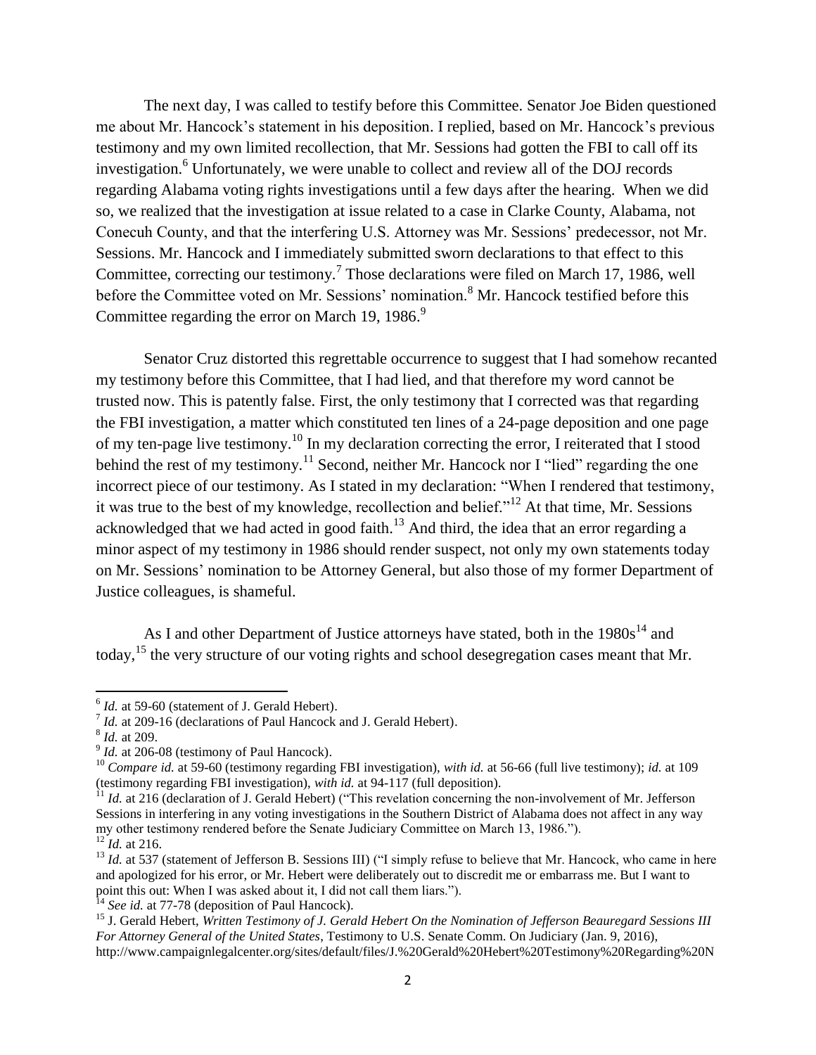The next day, I was called to testify before this Committee. Senator Joe Biden questioned me about Mr. Hancock's statement in his deposition. I replied, based on Mr. Hancock's previous testimony and my own limited recollection, that Mr. Sessions had gotten the FBI to call off its investigation.[6] Unfortunately, we were unable to collect and review all of the DOJ records regarding Alabama voting rights investigations until a few days after the hearing. When we did so, we realized that the investigation at issue related to a case in Clarke County, Alabama, not Conecuh County, and that the interfering U.S. Attorney was Mr. Sessions' predecessor, not Mr. Sessions. Mr. Hancock and I immediately submitted sworn declarations to that effect to this Committee, correcting our testimony.[7] Those declarations were filed on March 17, 1986, well before the Committee voted on Mr. Sessions' nomination.[8] Mr. Hancock testified before this Committee regarding the error on March 19, 1986.[9]

Senator Cruz distorted this regrettable occurrence to suggest that I had somehow recanted my testimony before this Committee, that I had lied, and that therefore my word cannot be trusted now. This is patently false. First, the only testimony that I corrected was that regarding the FBI investigation, a matter which constituted ten lines of a 24-page deposition and one page of my ten-page live testimony.[10] In my declaration correcting the error, I reiterated that I stood behind the rest of my testimony.[11] Second, neither Mr. Hancock nor I "lied" regarding the one incorrect piece of our testimony. As I stated in my declaration: "When I rendered that testimony, it was true to the best of my knowledge, recollection and belief."[12] At that time, Mr. Sessions acknowledged that we had acted in good faith.[13] And third, the idea that an error regarding a minor aspect of my testimony in 1986 should render suspect, not only my own statements today on Mr. Sessions' nomination to be Attorney General, but also those of my former Department of Justice colleagues, is shameful.

As I and other Department of Justice attorneys have stated, both in the 1980s[14] and today,[15] the very structure of our voting rights and school desegregation cases meant that Mr.

---

[6] *Id.* at 59-60 (statement of J. Gerald Hebert).

[7] *Id.* at 209-16 (declarations of Paul Hancock and J. Gerald Hebert).

[8] *Id.* at 209.

[9] *Id.* at 206-08 (testimony of Paul Hancock).

[10] *Compare id.* at 59-60 (testimony regarding FBI investigation), *with id.* at 56-66 (full live testimony); *id.* at 109 (testimony regarding FBI investigation), *with id.* at 94-117 (full deposition).

[11] *Id.* at 216 (declaration of J. Gerald Hebert) ("This revelation concerning the non-involvement of Mr. Jefferson Sessions in interfering in any voting investigations in the Southern District of Alabama does not affect in any way my other testimony rendered before the Senate Judiciary Committee on March 13, 1986.").

[12] *Id.* at 216.

[13] *Id.* at 537 (statement of Jefferson B. Sessions III) ("I simply refuse to believe that Mr. Hancock, who came in here and apologized for his error, or Mr. Hebert were deliberately out to discredit me or embarrass me. But I want to point this out: When I was asked about it, I did not call them liars.").

[14] *See id.* at 77-78 (deposition of Paul Hancock).

[15] J. Gerald Hebert, *Written Testimony of J. Gerald Hebert On the Nomination of Jefferson Beauregard Sessions III For Attorney General of the United States*, Testimony to U.S. Senate Comm. On Judiciary (Jan. 9, 2016), http://www.campaignlegalcenter.org/sites/default/files/J.%20Gerald%20Hebert%20Testimony%20Regarding%20N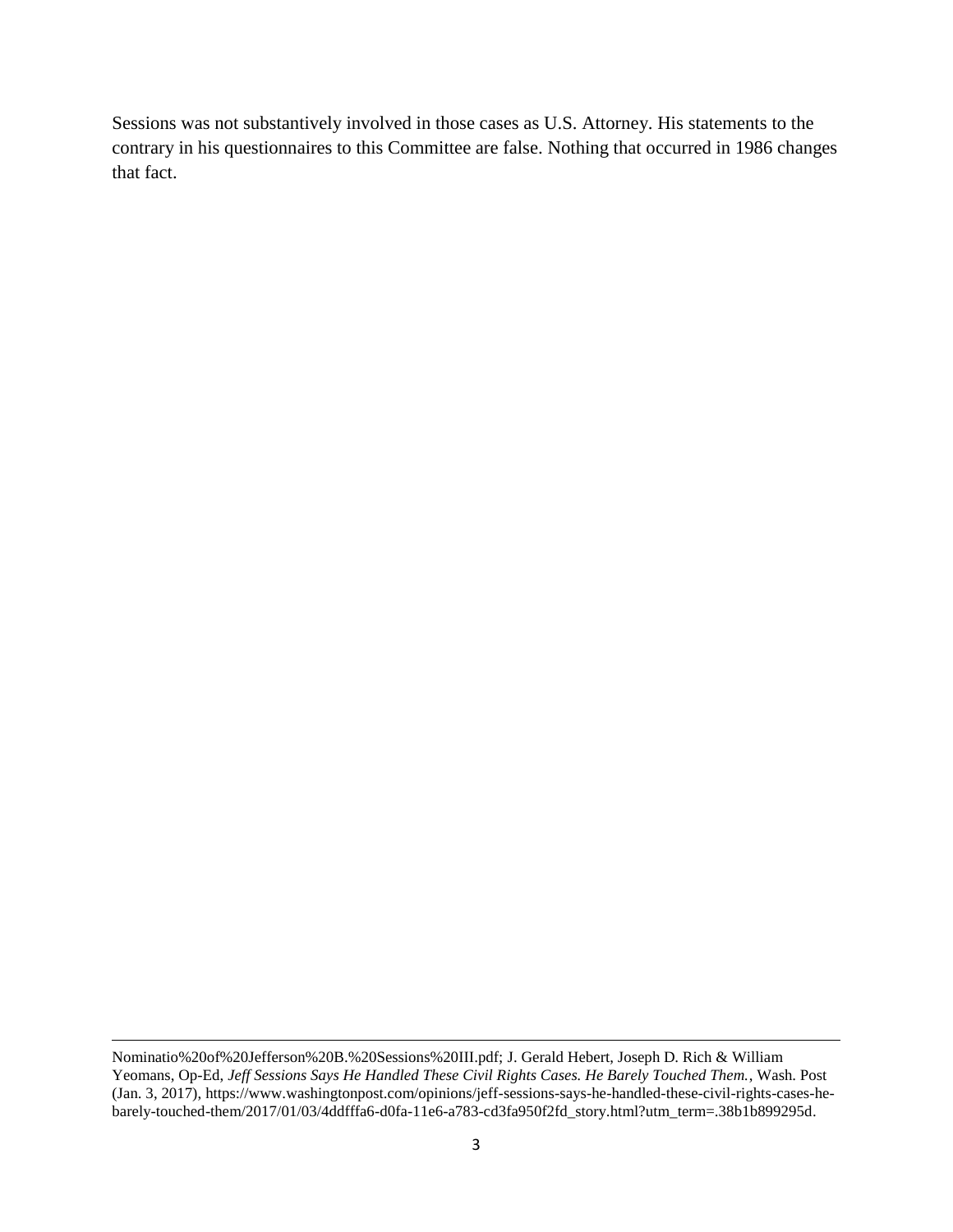Sessions was not substantively involved in those cases as U.S. Attorney. His statements to the contrary in his questionnaires to this Committee are false. Nothing that occurred in 1986 changes that fact.

---

Nominatio%20of%20Jefferson%20B.%20Sessions%20III.pdf; J. Gerald Hebert, Joseph D. Rich & William Yeomans, Op-Ed, *Jeff Sessions Says He Handled These Civil Rights Cases. He Barely Touched Them.*, Wash. Post (Jan. 3, 2017), https://www.washingtonpost.com/opinions/jeff-sessions-says-he-handled-these-civil-rights-cases-he-barely-touched-them/2017/01/03/4ddfffa6-d0fa-11e6-a783-cd3fa950f2fd_story.html?utm_term=.38b1b899295d.